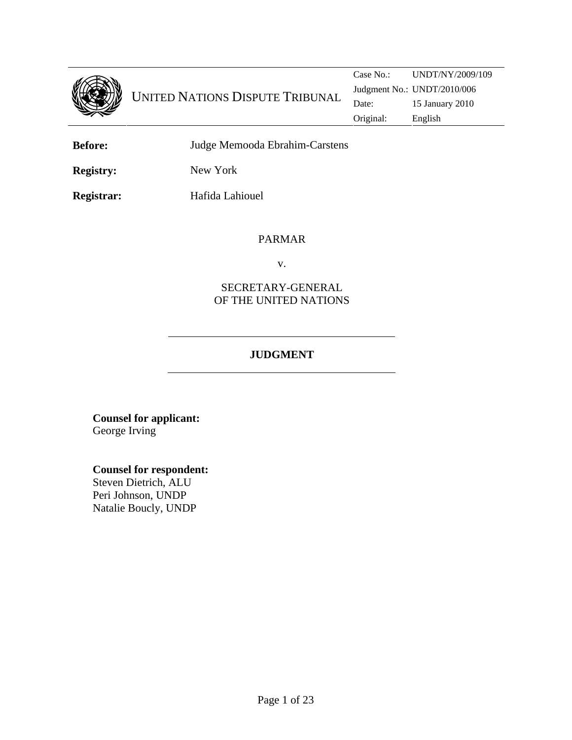UNITED NATIONS DISPUTE TRIBUNAL

| Case No.: | UNDT/NY/2009/109 |
| --- | --- |
| Judgment No.: | UNDT/2010/006 |
| Date: | 15 January 2010 |
| Original: | English |

**Before:** Judge Memooda Ebrahim-Carstens

**Registry:** New York

**Registrar:** Hafida Lahiouel

PARMAR

v.

SECRETARY-GENERAL
OF THE UNITED NATIONS

## JUDGMENT

**Counsel for applicant:**
George Irving

**Counsel for respondent:**
Steven Dietrich, ALU
Peri Johnson, UNDP
Natalie Boucly, UNDP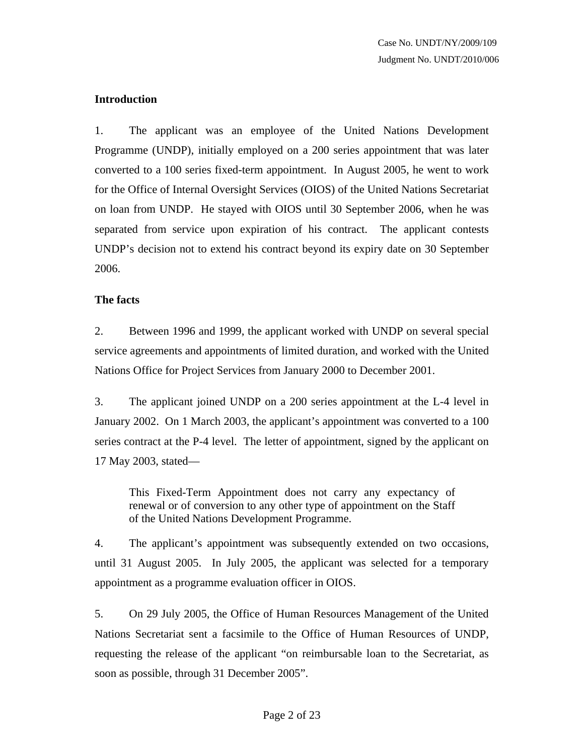## Introduction

1. The applicant was an employee of the United Nations Development Programme (UNDP), initially employed on a 200 series appointment that was later converted to a 100 series fixed-term appointment. In August 2005, he went to work for the Office of Internal Oversight Services (OIOS) of the United Nations Secretariat on loan from UNDP. He stayed with OIOS until 30 September 2006, when he was separated from service upon expiration of his contract. The applicant contests UNDP's decision not to extend his contract beyond its expiry date on 30 September 2006.

## The facts

2. Between 1996 and 1999, the applicant worked with UNDP on several special service agreements and appointments of limited duration, and worked with the United Nations Office for Project Services from January 2000 to December 2001.

3. The applicant joined UNDP on a 200 series appointment at the L-4 level in January 2002. On 1 March 2003, the applicant's appointment was converted to a 100 series contract at the P-4 level. The letter of appointment, signed by the applicant on 17 May 2003, stated—

> This Fixed-Term Appointment does not carry any expectancy of renewal or of conversion to any other type of appointment on the Staff of the United Nations Development Programme.

4. The applicant's appointment was subsequently extended on two occasions, until 31 August 2005. In July 2005, the applicant was selected for a temporary appointment as a programme evaluation officer in OIOS.

5. On 29 July 2005, the Office of Human Resources Management of the United Nations Secretariat sent a facsimile to the Office of Human Resources of UNDP, requesting the release of the applicant "on reimbursable loan to the Secretariat, as soon as possible, through 31 December 2005".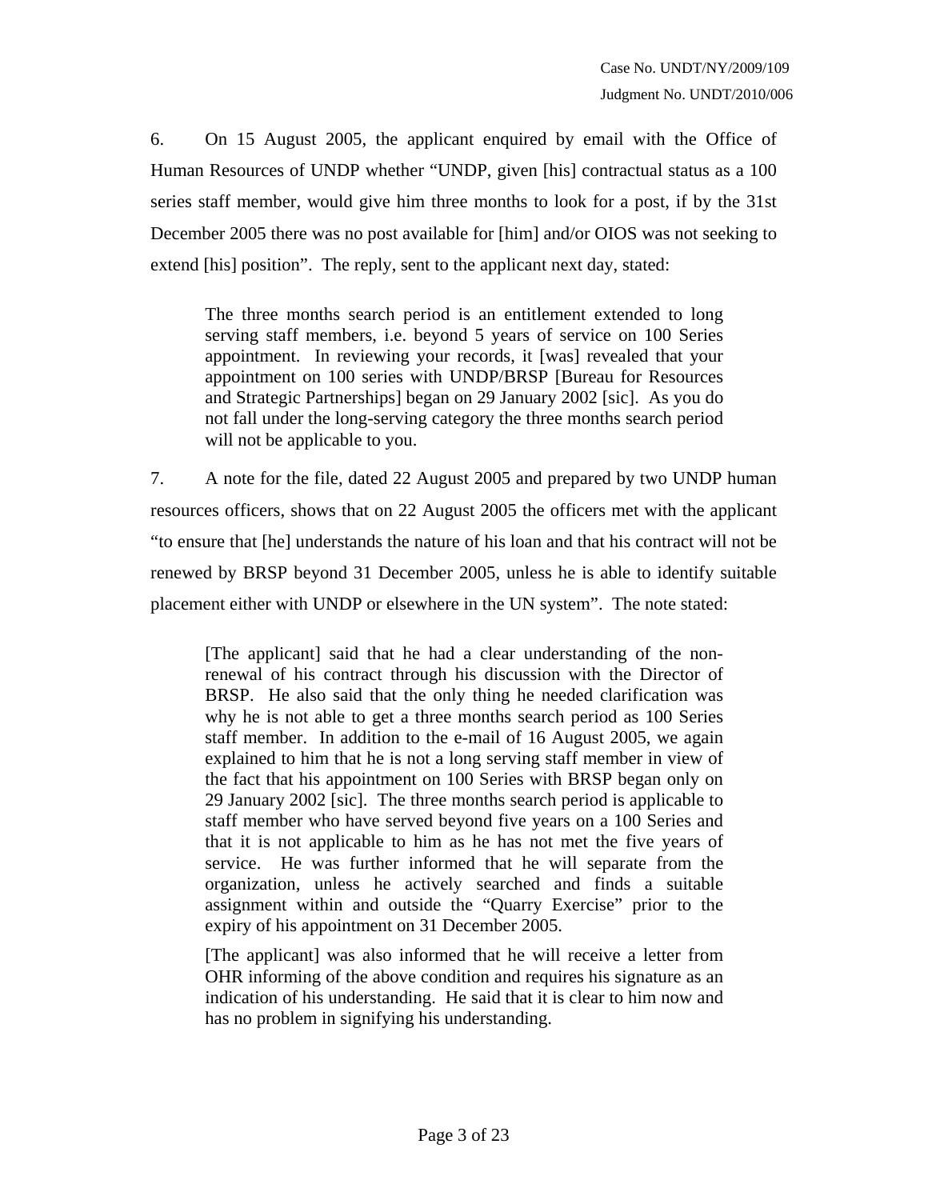6. On 15 August 2005, the applicant enquired by email with the Office of Human Resources of UNDP whether "UNDP, given [his] contractual status as a 100 series staff member, would give him three months to look for a post, if by the 31st December 2005 there was no post available for [him] and/or OIOS was not seeking to extend [his] position". The reply, sent to the applicant next day, stated:

> The three months search period is an entitlement extended to long serving staff members, i.e. beyond 5 years of service on 100 Series appointment. In reviewing your records, it [was] revealed that your appointment on 100 series with UNDP/BRSP [Bureau for Resources and Strategic Partnerships] began on 29 January 2002 [sic]. As you do not fall under the long-serving category the three months search period will not be applicable to you.

7. A note for the file, dated 22 August 2005 and prepared by two UNDP human resources officers, shows that on 22 August 2005 the officers met with the applicant "to ensure that [he] understands the nature of his loan and that his contract will not be renewed by BRSP beyond 31 December 2005, unless he is able to identify suitable placement either with UNDP or elsewhere in the UN system". The note stated:

> [The applicant] said that he had a clear understanding of the non-renewal of his contract through his discussion with the Director of BRSP. He also said that the only thing he needed clarification was why he is not able to get a three months search period as 100 Series staff member. In addition to the e-mail of 16 August 2005, we again explained to him that he is not a long serving staff member in view of the fact that his appointment on 100 Series with BRSP began only on 29 January 2002 [sic]. The three months search period is applicable to staff member who have served beyond five years on a 100 Series and that it is not applicable to him as he has not met the five years of service. He was further informed that he will separate from the organization, unless he actively searched and finds a suitable assignment within and outside the "Quarry Exercise" prior to the expiry of his appointment on 31 December 2005.
>
> [The applicant] was also informed that he will receive a letter from OHR informing of the above condition and requires his signature as an indication of his understanding. He said that it is clear to him now and has no problem in signifying his understanding.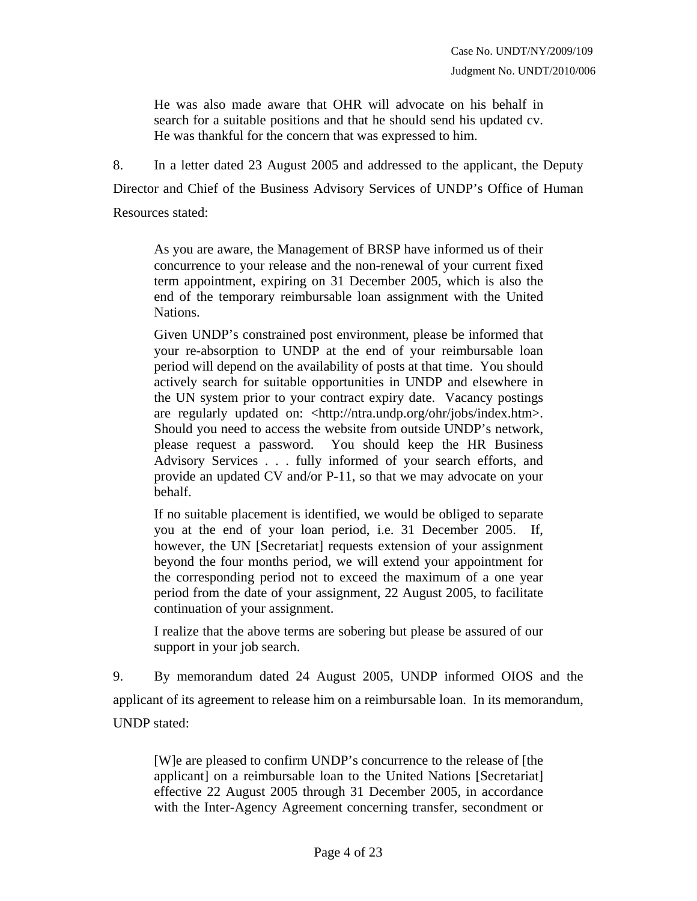> He was also made aware that OHR will advocate on his behalf in search for a suitable positions and that he should send his updated cv. He was thankful for the concern that was expressed to him.

8. In a letter dated 23 August 2005 and addressed to the applicant, the Deputy Director and Chief of the Business Advisory Services of UNDP's Office of Human Resources stated:

> As you are aware, the Management of BRSP have informed us of their concurrence to your release and the non-renewal of your current fixed term appointment, expiring on 31 December 2005, which is also the end of the temporary reimbursable loan assignment with the United Nations.
>
> Given UNDP's constrained post environment, please be informed that your re-absorption to UNDP at the end of your reimbursable loan period will depend on the availability of posts at that time. You should actively search for suitable opportunities in UNDP and elsewhere in the UN system prior to your contract expiry date. Vacancy postings are regularly updated on: <http://ntra.undp.org/ohr/jobs/index.htm>. Should you need to access the website from outside UNDP's network, please request a password. You should keep the HR Business Advisory Services . . . fully informed of your search efforts, and provide an updated CV and/or P-11, so that we may advocate on your behalf.
>
> If no suitable placement is identified, we would be obliged to separate you at the end of your loan period, i.e. 31 December 2005. If, however, the UN [Secretariat] requests extension of your assignment beyond the four months period, we will extend your appointment for the corresponding period not to exceed the maximum of a one year period from the date of your assignment, 22 August 2005, to facilitate continuation of your assignment.
>
> I realize that the above terms are sobering but please be assured of our support in your job search.

9. By memorandum dated 24 August 2005, UNDP informed OIOS and the applicant of its agreement to release him on a reimbursable loan. In its memorandum, UNDP stated:

> [W]e are pleased to confirm UNDP's concurrence to the release of [the applicant] on a reimbursable loan to the United Nations [Secretariat] effective 22 August 2005 through 31 December 2005, in accordance with the Inter-Agency Agreement concerning transfer, secondment or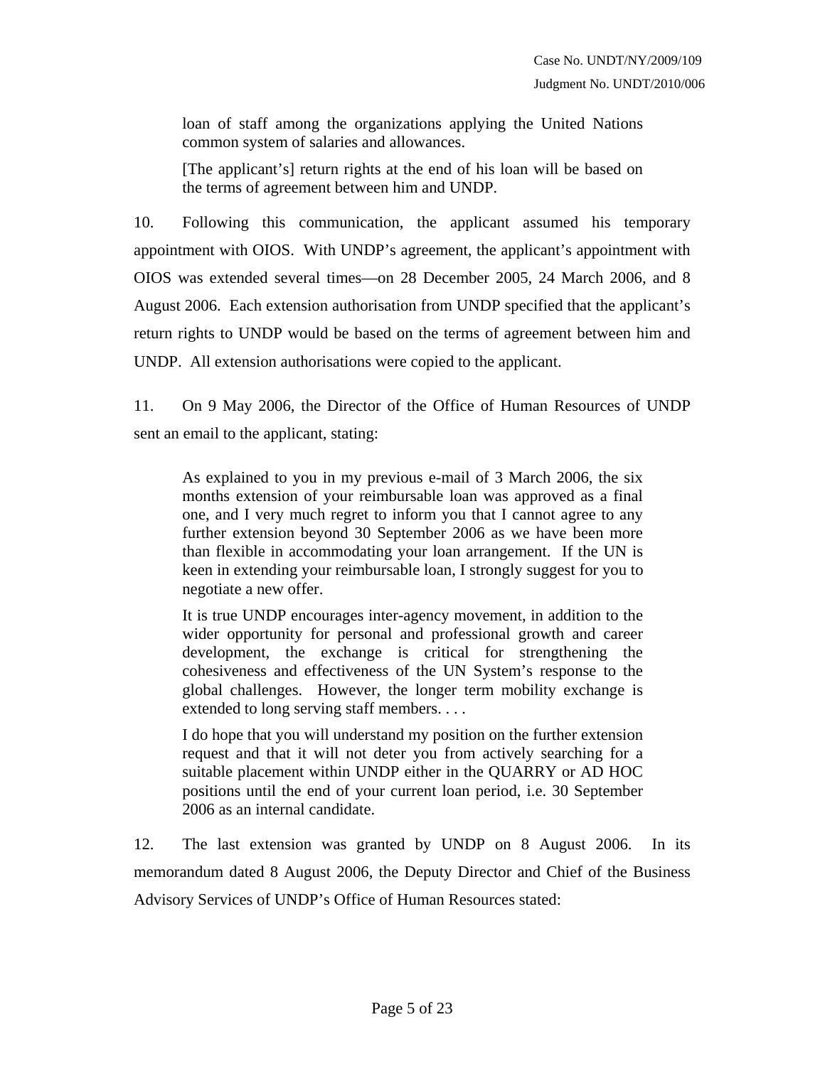> loan of staff among the organizations applying the United Nations common system of salaries and allowances.
>
> [The applicant's] return rights at the end of his loan will be based on the terms of agreement between him and UNDP.

10. Following this communication, the applicant assumed his temporary appointment with OIOS. With UNDP's agreement, the applicant's appointment with OIOS was extended several times—on 28 December 2005, 24 March 2006, and 8 August 2006. Each extension authorisation from UNDP specified that the applicant's return rights to UNDP would be based on the terms of agreement between him and UNDP. All extension authorisations were copied to the applicant.

11. On 9 May 2006, the Director of the Office of Human Resources of UNDP sent an email to the applicant, stating:

> As explained to you in my previous e-mail of 3 March 2006, the six months extension of your reimbursable loan was approved as a final one, and I very much regret to inform you that I cannot agree to any further extension beyond 30 September 2006 as we have been more than flexible in accommodating your loan arrangement. If the UN is keen in extending your reimbursable loan, I strongly suggest for you to negotiate a new offer.
>
> It is true UNDP encourages inter-agency movement, in addition to the wider opportunity for personal and professional growth and career development, the exchange is critical for strengthening the cohesiveness and effectiveness of the UN System's response to the global challenges. However, the longer term mobility exchange is extended to long serving staff members. . . .
>
> I do hope that you will understand my position on the further extension request and that it will not deter you from actively searching for a suitable placement within UNDP either in the QUARRY or AD HOC positions until the end of your current loan period, i.e. 30 September 2006 as an internal candidate.

12. The last extension was granted by UNDP on 8 August 2006. In its memorandum dated 8 August 2006, the Deputy Director and Chief of the Business Advisory Services of UNDP's Office of Human Resources stated: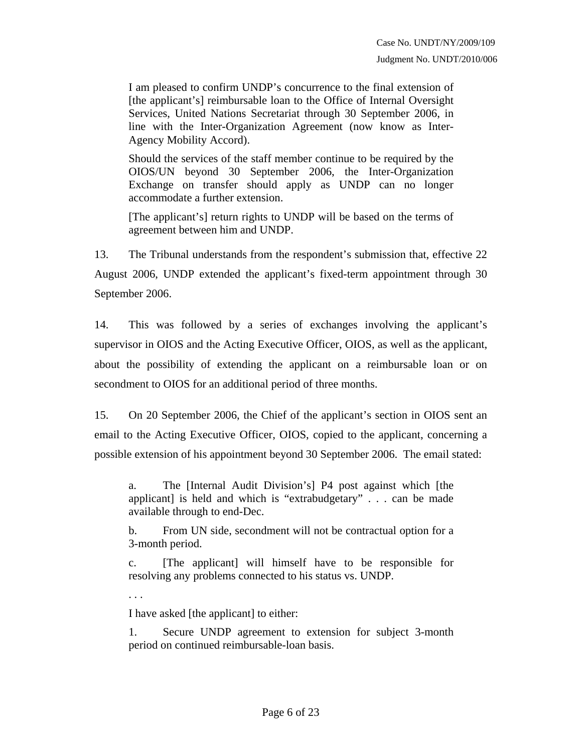> I am pleased to confirm UNDP's concurrence to the final extension of [the applicant's] reimbursable loan to the Office of Internal Oversight Services, United Nations Secretariat through 30 September 2006, in line with the Inter-Organization Agreement (now know as Inter-Agency Mobility Accord).
>
> Should the services of the staff member continue to be required by the OIOS/UN beyond 30 September 2006, the Inter-Organization Exchange on transfer should apply as UNDP can no longer accommodate a further extension.
>
> [The applicant's] return rights to UNDP will be based on the terms of agreement between him and UNDP.

13. The Tribunal understands from the respondent's submission that, effective 22 August 2006, UNDP extended the applicant's fixed-term appointment through 30 September 2006.

14. This was followed by a series of exchanges involving the applicant's supervisor in OIOS and the Acting Executive Officer, OIOS, as well as the applicant, about the possibility of extending the applicant on a reimbursable loan or on secondment to OIOS for an additional period of three months.

15. On 20 September 2006, the Chief of the applicant's section in OIOS sent an email to the Acting Executive Officer, OIOS, copied to the applicant, concerning a possible extension of his appointment beyond 30 September 2006. The email stated:

> a. The [Internal Audit Division's] P4 post against which [the applicant] is held and which is "extrabudgetary" . . . can be made available through to end-Dec.
>
> b. From UN side, secondment will not be contractual option for a 3-month period.
>
> c. [The applicant] will himself have to be responsible for resolving any problems connected to his status vs. UNDP.
>
> . . .
>
> I have asked [the applicant] to either:
>
> 1. Secure UNDP agreement to extension for subject 3-month period on continued reimbursable-loan basis.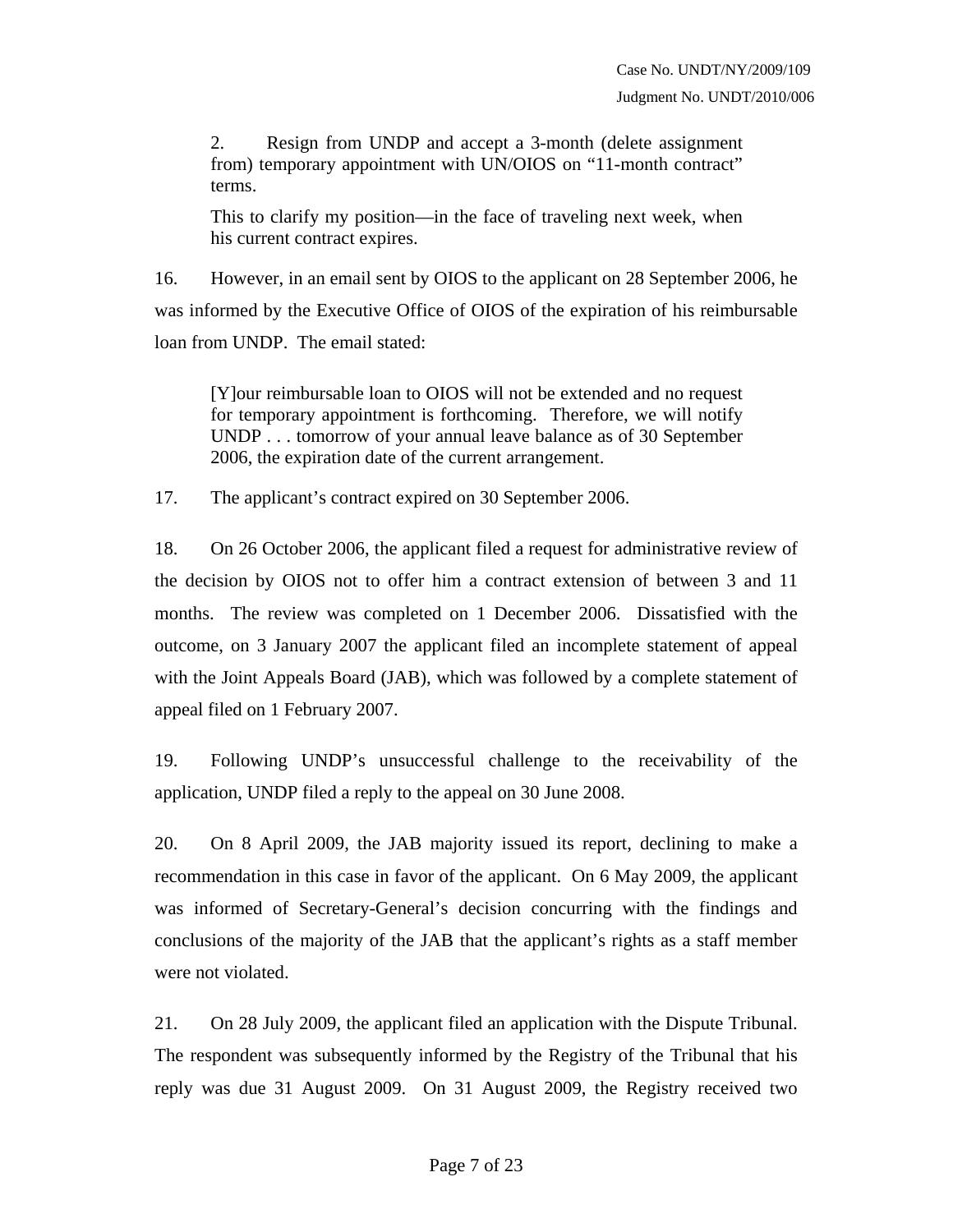> 2. Resign from UNDP and accept a 3-month (delete assignment from) temporary appointment with UN/OIOS on "11-month contract" terms.
>
> This to clarify my position—in the face of traveling next week, when his current contract expires.

16. However, in an email sent by OIOS to the applicant on 28 September 2006, he was informed by the Executive Office of OIOS of the expiration of his reimbursable loan from UNDP. The email stated:

> [Y]our reimbursable loan to OIOS will not be extended and no request for temporary appointment is forthcoming. Therefore, we will notify UNDP . . . tomorrow of your annual leave balance as of 30 September 2006, the expiration date of the current arrangement.

17. The applicant's contract expired on 30 September 2006.

18. On 26 October 2006, the applicant filed a request for administrative review of the decision by OIOS not to offer him a contract extension of between 3 and 11 months. The review was completed on 1 December 2006. Dissatisfied with the outcome, on 3 January 2007 the applicant filed an incomplete statement of appeal with the Joint Appeals Board (JAB), which was followed by a complete statement of appeal filed on 1 February 2007.

19. Following UNDP's unsuccessful challenge to the receivability of the application, UNDP filed a reply to the appeal on 30 June 2008.

20. On 8 April 2009, the JAB majority issued its report, declining to make a recommendation in this case in favor of the applicant. On 6 May 2009, the applicant was informed of Secretary-General's decision concurring with the findings and conclusions of the majority of the JAB that the applicant's rights as a staff member were not violated.

21. On 28 July 2009, the applicant filed an application with the Dispute Tribunal. The respondent was subsequently informed by the Registry of the Tribunal that his reply was due 31 August 2009. On 31 August 2009, the Registry received two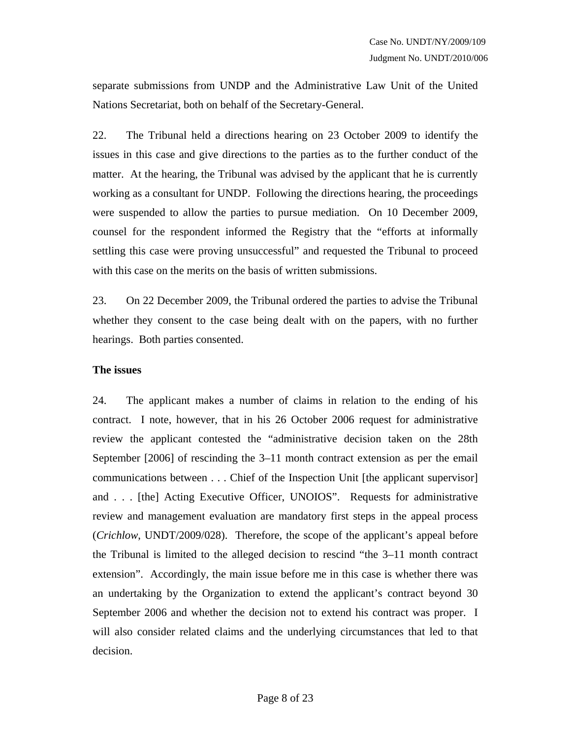separate submissions from UNDP and the Administrative Law Unit of the United Nations Secretariat, both on behalf of the Secretary-General.

22. The Tribunal held a directions hearing on 23 October 2009 to identify the issues in this case and give directions to the parties as to the further conduct of the matter. At the hearing, the Tribunal was advised by the applicant that he is currently working as a consultant for UNDP. Following the directions hearing, the proceedings were suspended to allow the parties to pursue mediation. On 10 December 2009, counsel for the respondent informed the Registry that the "efforts at informally settling this case were proving unsuccessful" and requested the Tribunal to proceed with this case on the merits on the basis of written submissions.

23. On 22 December 2009, the Tribunal ordered the parties to advise the Tribunal whether they consent to the case being dealt with on the papers, with no further hearings. Both parties consented.

**The issues**

24. The applicant makes a number of claims in relation to the ending of his contract. I note, however, that in his 26 October 2006 request for administrative review the applicant contested the "administrative decision taken on the 28th September [2006] of rescinding the 3–11 month contract extension as per the email communications between . . . Chief of the Inspection Unit [the applicant supervisor] and . . . [the] Acting Executive Officer, UNOIOS". Requests for administrative review and management evaluation are mandatory first steps in the appeal process (*Crichlow*, UNDT/2009/028). Therefore, the scope of the applicant's appeal before the Tribunal is limited to the alleged decision to rescind "the 3–11 month contract extension". Accordingly, the main issue before me in this case is whether there was an undertaking by the Organization to extend the applicant's contract beyond 30 September 2006 and whether the decision not to extend his contract was proper. I will also consider related claims and the underlying circumstances that led to that decision.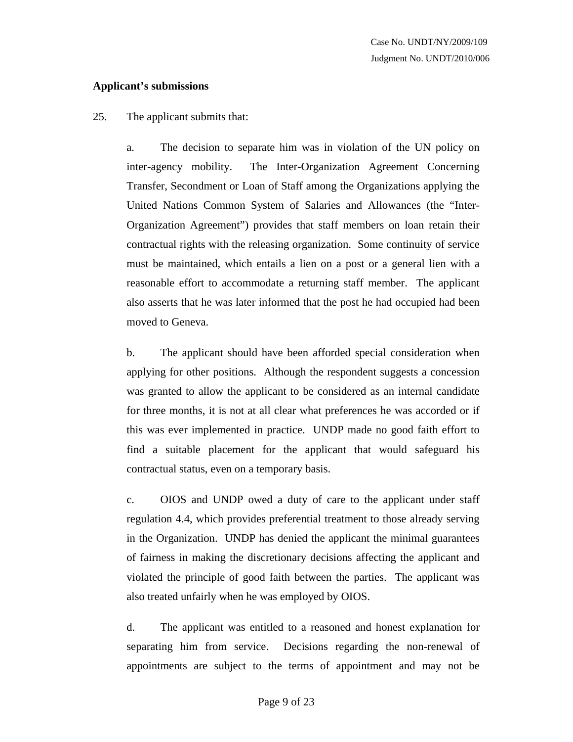**Applicant's submissions**

25. The applicant submits that:

a. The decision to separate him was in violation of the UN policy on inter-agency mobility. The Inter-Organization Agreement Concerning Transfer, Secondment or Loan of Staff among the Organizations applying the United Nations Common System of Salaries and Allowances (the "Inter-Organization Agreement") provides that staff members on loan retain their contractual rights with the releasing organization. Some continuity of service must be maintained, which entails a lien on a post or a general lien with a reasonable effort to accommodate a returning staff member. The applicant also asserts that he was later informed that the post he had occupied had been moved to Geneva.

b. The applicant should have been afforded special consideration when applying for other positions. Although the respondent suggests a concession was granted to allow the applicant to be considered as an internal candidate for three months, it is not at all clear what preferences he was accorded or if this was ever implemented in practice. UNDP made no good faith effort to find a suitable placement for the applicant that would safeguard his contractual status, even on a temporary basis.

c. OIOS and UNDP owed a duty of care to the applicant under staff regulation 4.4, which provides preferential treatment to those already serving in the Organization. UNDP has denied the applicant the minimal guarantees of fairness in making the discretionary decisions affecting the applicant and violated the principle of good faith between the parties. The applicant was also treated unfairly when he was employed by OIOS.

d. The applicant was entitled to a reasoned and honest explanation for separating him from service. Decisions regarding the non-renewal of appointments are subject to the terms of appointment and may not be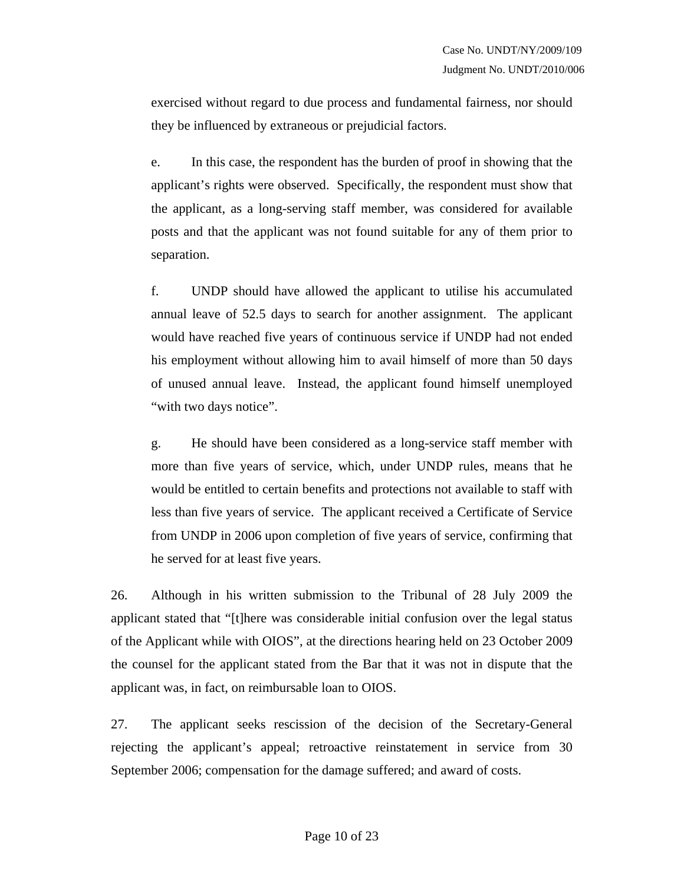exercised without regard to due process and fundamental fairness, nor should they be influenced by extraneous or prejudicial factors.

e. In this case, the respondent has the burden of proof in showing that the applicant's rights were observed. Specifically, the respondent must show that the applicant, as a long-serving staff member, was considered for available posts and that the applicant was not found suitable for any of them prior to separation.

f. UNDP should have allowed the applicant to utilise his accumulated annual leave of 52.5 days to search for another assignment. The applicant would have reached five years of continuous service if UNDP had not ended his employment without allowing him to avail himself of more than 50 days of unused annual leave. Instead, the applicant found himself unemployed "with two days notice".

g. He should have been considered as a long-service staff member with more than five years of service, which, under UNDP rules, means that he would be entitled to certain benefits and protections not available to staff with less than five years of service. The applicant received a Certificate of Service from UNDP in 2006 upon completion of five years of service, confirming that he served for at least five years.

26. Although in his written submission to the Tribunal of 28 July 2009 the applicant stated that "[t]here was considerable initial confusion over the legal status of the Applicant while with OIOS", at the directions hearing held on 23 October 2009 the counsel for the applicant stated from the Bar that it was not in dispute that the applicant was, in fact, on reimbursable loan to OIOS.

27. The applicant seeks rescission of the decision of the Secretary-General rejecting the applicant's appeal; retroactive reinstatement in service from 30 September 2006; compensation for the damage suffered; and award of costs.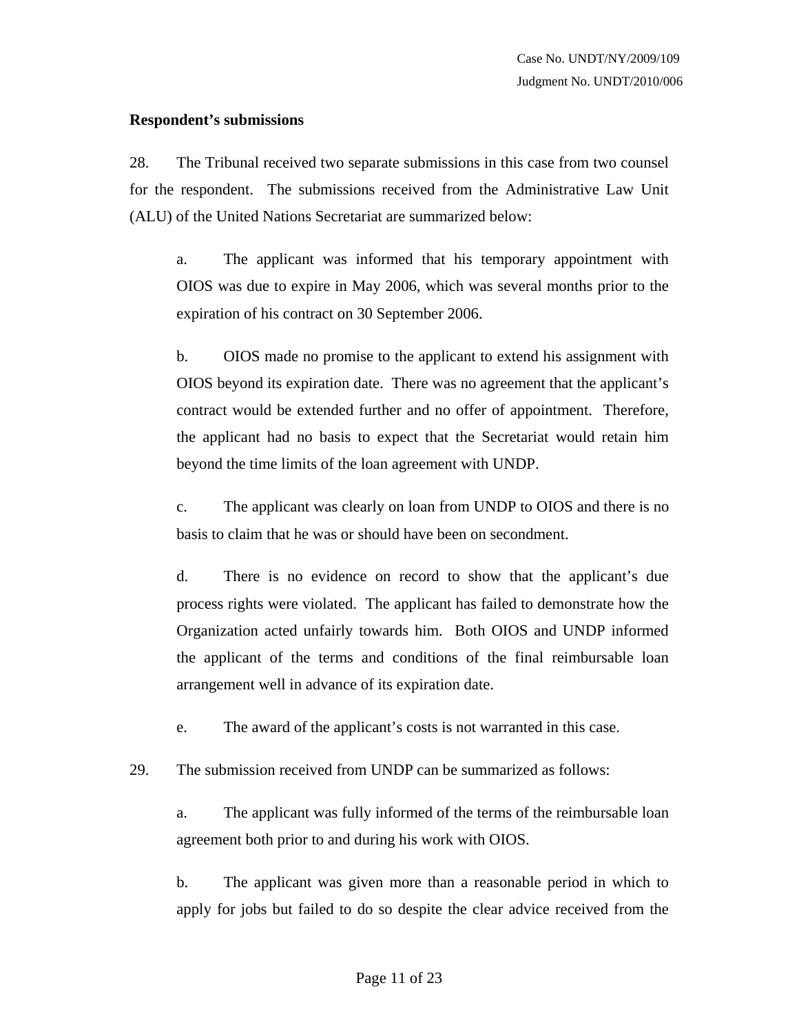**Respondent's submissions**

28. The Tribunal received two separate submissions in this case from two counsel for the respondent. The submissions received from the Administrative Law Unit (ALU) of the United Nations Secretariat are summarized below:

> a. The applicant was informed that his temporary appointment with OIOS was due to expire in May 2006, which was several months prior to the expiration of his contract on 30 September 2006.
>
> b. OIOS made no promise to the applicant to extend his assignment with OIOS beyond its expiration date. There was no agreement that the applicant's contract would be extended further and no offer of appointment. Therefore, the applicant had no basis to expect that the Secretariat would retain him beyond the time limits of the loan agreement with UNDP.
>
> c. The applicant was clearly on loan from UNDP to OIOS and there is no basis to claim that he was or should have been on secondment.
>
> d. There is no evidence on record to show that the applicant's due process rights were violated. The applicant has failed to demonstrate how the Organization acted unfairly towards him. Both OIOS and UNDP informed the applicant of the terms and conditions of the final reimbursable loan arrangement well in advance of its expiration date.
>
> e. The award of the applicant's costs is not warranted in this case.

29. The submission received from UNDP can be summarized as follows:

> a. The applicant was fully informed of the terms of the reimbursable loan agreement both prior to and during his work with OIOS.
>
> b. The applicant was given more than a reasonable period in which to apply for jobs but failed to do so despite the clear advice received from the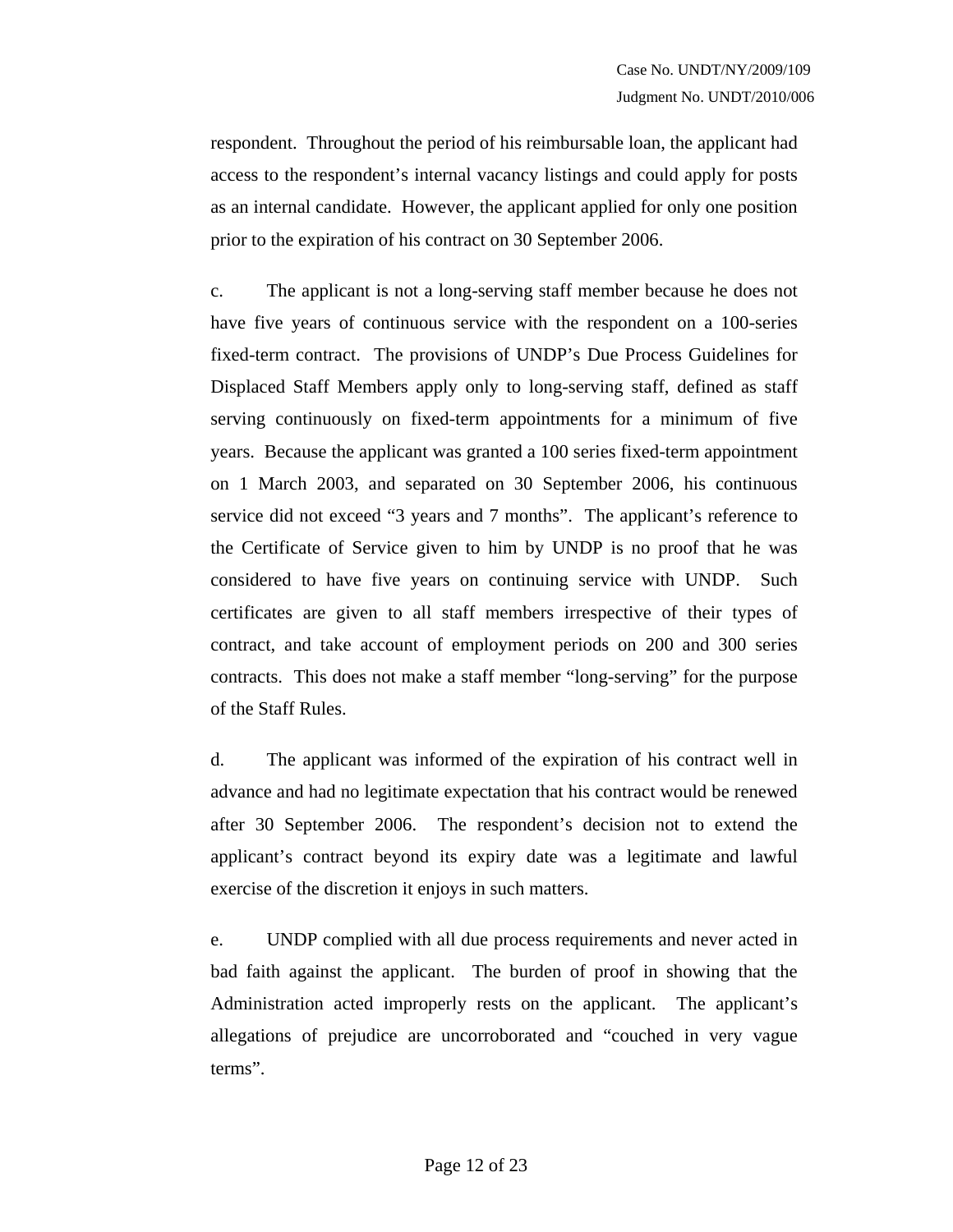respondent. Throughout the period of his reimbursable loan, the applicant had access to the respondent's internal vacancy listings and could apply for posts as an internal candidate. However, the applicant applied for only one position prior to the expiration of his contract on 30 September 2006.

c. The applicant is not a long-serving staff member because he does not have five years of continuous service with the respondent on a 100-series fixed-term contract. The provisions of UNDP's Due Process Guidelines for Displaced Staff Members apply only to long-serving staff, defined as staff serving continuously on fixed-term appointments for a minimum of five years. Because the applicant was granted a 100 series fixed-term appointment on 1 March 2003, and separated on 30 September 2006, his continuous service did not exceed "3 years and 7 months". The applicant's reference to the Certificate of Service given to him by UNDP is no proof that he was considered to have five years on continuing service with UNDP. Such certificates are given to all staff members irrespective of their types of contract, and take account of employment periods on 200 and 300 series contracts. This does not make a staff member "long-serving" for the purpose of the Staff Rules.

d. The applicant was informed of the expiration of his contract well in advance and had no legitimate expectation that his contract would be renewed after 30 September 2006. The respondent's decision not to extend the applicant's contract beyond its expiry date was a legitimate and lawful exercise of the discretion it enjoys in such matters.

e. UNDP complied with all due process requirements and never acted in bad faith against the applicant. The burden of proof in showing that the Administration acted improperly rests on the applicant. The applicant's allegations of prejudice are uncorroborated and "couched in very vague terms".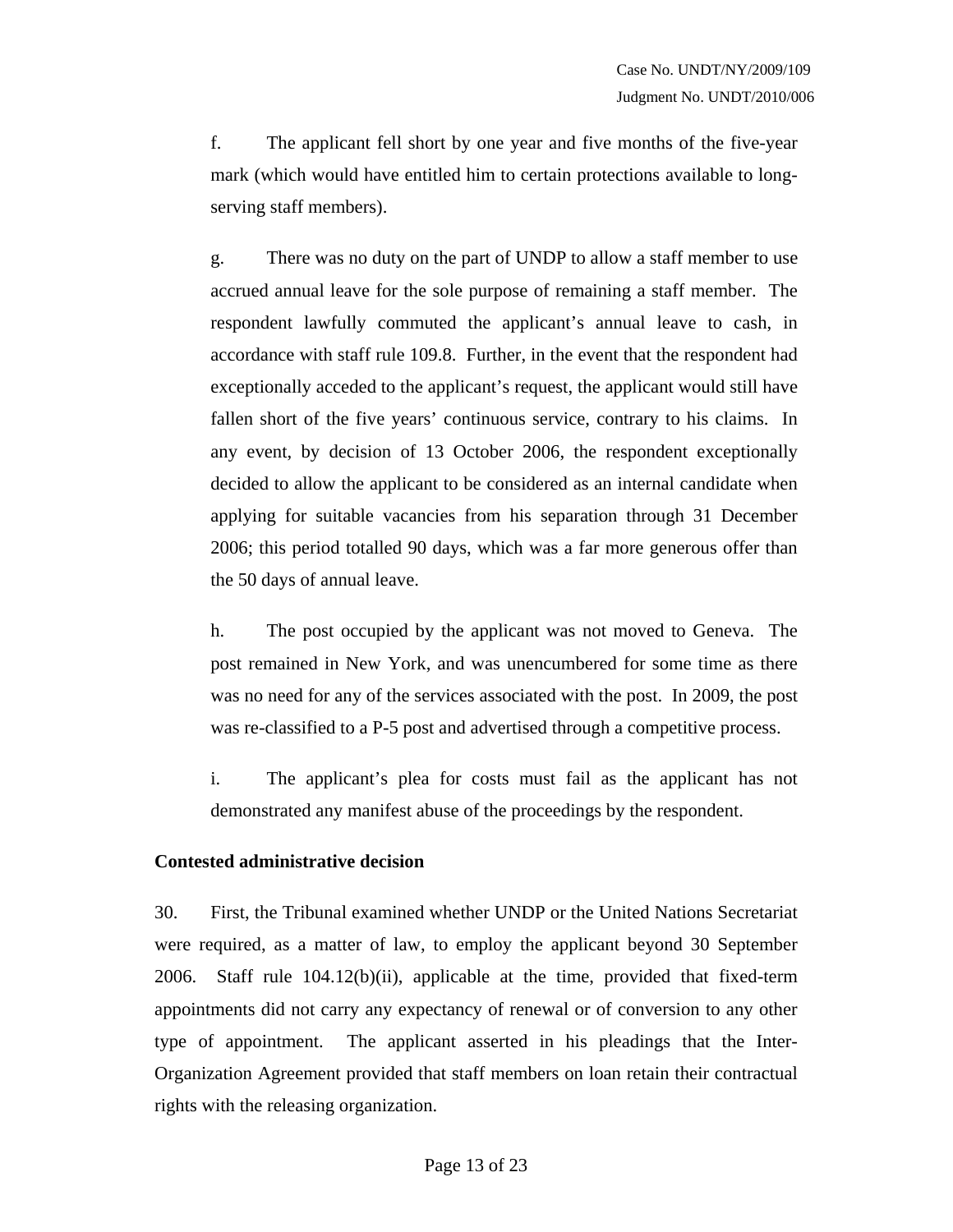f. The applicant fell short by one year and five months of the five-year mark (which would have entitled him to certain protections available to long-serving staff members).

g. There was no duty on the part of UNDP to allow a staff member to use accrued annual leave for the sole purpose of remaining a staff member. The respondent lawfully commuted the applicant's annual leave to cash, in accordance with staff rule 109.8. Further, in the event that the respondent had exceptionally acceded to the applicant's request, the applicant would still have fallen short of the five years' continuous service, contrary to his claims. In any event, by decision of 13 October 2006, the respondent exceptionally decided to allow the applicant to be considered as an internal candidate when applying for suitable vacancies from his separation through 31 December 2006; this period totalled 90 days, which was a far more generous offer than the 50 days of annual leave.

h. The post occupied by the applicant was not moved to Geneva. The post remained in New York, and was unencumbered for some time as there was no need for any of the services associated with the post. In 2009, the post was re-classified to a P-5 post and advertised through a competitive process.

i. The applicant's plea for costs must fail as the applicant has not demonstrated any manifest abuse of the proceedings by the respondent.

**Contested administrative decision**

30. First, the Tribunal examined whether UNDP or the United Nations Secretariat were required, as a matter of law, to employ the applicant beyond 30 September 2006. Staff rule 104.12(b)(ii), applicable at the time, provided that fixed-term appointments did not carry any expectancy of renewal or of conversion to any other type of appointment. The applicant asserted in his pleadings that the Inter-Organization Agreement provided that staff members on loan retain their contractual rights with the releasing organization.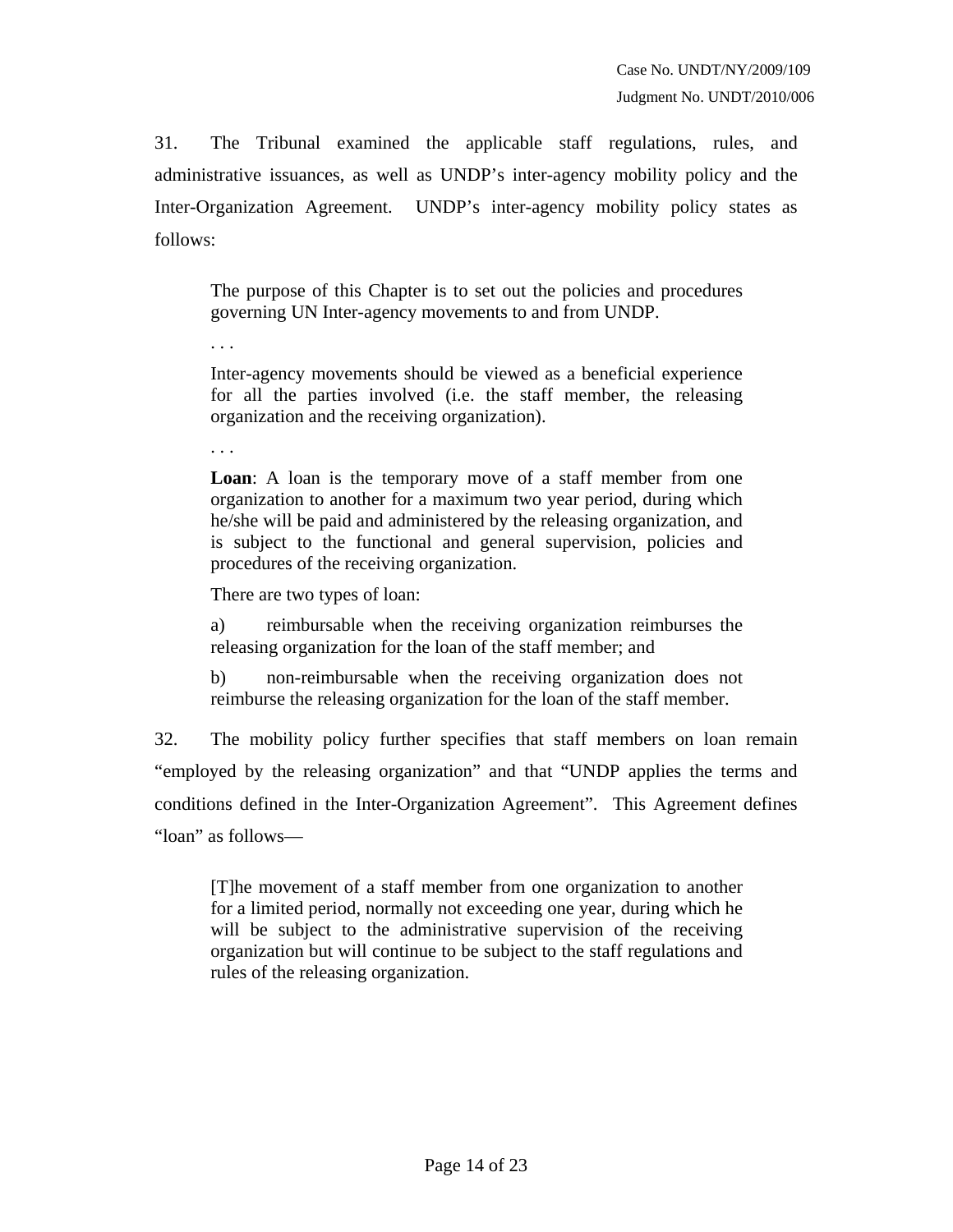31. The Tribunal examined the applicable staff regulations, rules, and administrative issuances, as well as UNDP's inter-agency mobility policy and the Inter-Organization Agreement. UNDP's inter-agency mobility policy states as follows:

> The purpose of this Chapter is to set out the policies and procedures governing UN Inter-agency movements to and from UNDP.
>
> . . .
>
> Inter-agency movements should be viewed as a beneficial experience for all the parties involved (i.e. the staff member, the releasing organization and the receiving organization).
>
> . . .
>
> **Loan**: A loan is the temporary move of a staff member from one organization to another for a maximum two year period, during which he/she will be paid and administered by the releasing organization, and is subject to the functional and general supervision, policies and procedures of the receiving organization.
>
> There are two types of loan:
>
> a) reimbursable when the receiving organization reimburses the releasing organization for the loan of the staff member; and
>
> b) non-reimbursable when the receiving organization does not reimburse the releasing organization for the loan of the staff member.

32. The mobility policy further specifies that staff members on loan remain "employed by the releasing organization" and that "UNDP applies the terms and conditions defined in the Inter-Organization Agreement". This Agreement defines "loan" as follows—

> [T]he movement of a staff member from one organization to another for a limited period, normally not exceeding one year, during which he will be subject to the administrative supervision of the receiving organization but will continue to be subject to the staff regulations and rules of the releasing organization.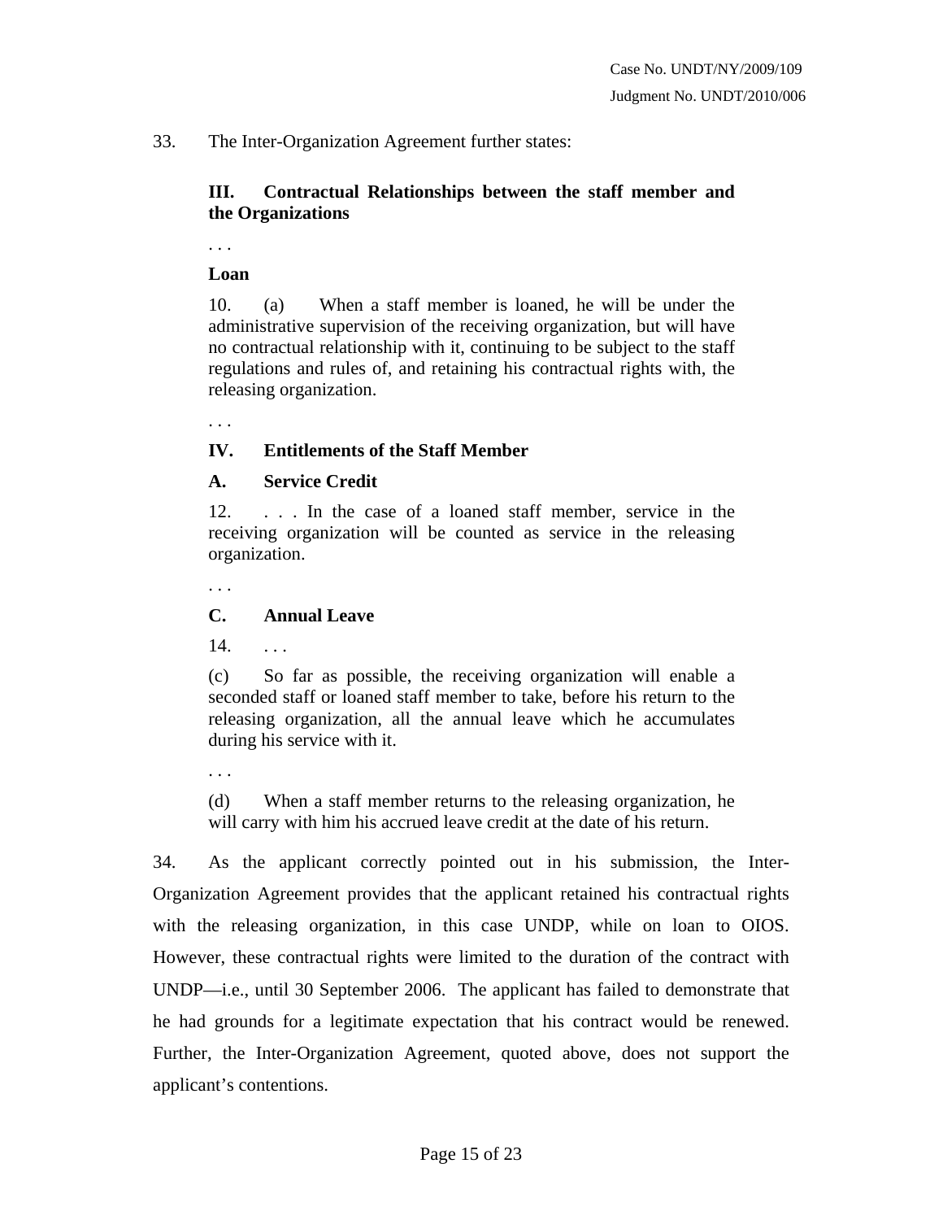33. The Inter-Organization Agreement further states:

> **III. Contractual Relationships between the staff member and the Organizations**
>
> . . .
>
> **Loan**
>
> 10. (a) When a staff member is loaned, he will be under the administrative supervision of the receiving organization, but will have no contractual relationship with it, continuing to be subject to the staff regulations and rules of, and retaining his contractual rights with, the releasing organization.
>
> . . .
>
> **IV. Entitlements of the Staff Member**
>
> **A. Service Credit**
>
> 12. . . . In the case of a loaned staff member, service in the receiving organization will be counted as service in the releasing organization.
>
> . . .
>
> **C. Annual Leave**
>
> 14. . . .
>
> (c) So far as possible, the receiving organization will enable a seconded staff or loaned staff member to take, before his return to the releasing organization, all the annual leave which he accumulates during his service with it.
>
> . . .
>
> (d) When a staff member returns to the releasing organization, he will carry with him his accrued leave credit at the date of his return.

34. As the applicant correctly pointed out in his submission, the Inter-Organization Agreement provides that the applicant retained his contractual rights with the releasing organization, in this case UNDP, while on loan to OIOS. However, these contractual rights were limited to the duration of the contract with UNDP—i.e., until 30 September 2006. The applicant has failed to demonstrate that he had grounds for a legitimate expectation that his contract would be renewed. Further, the Inter-Organization Agreement, quoted above, does not support the applicant's contentions.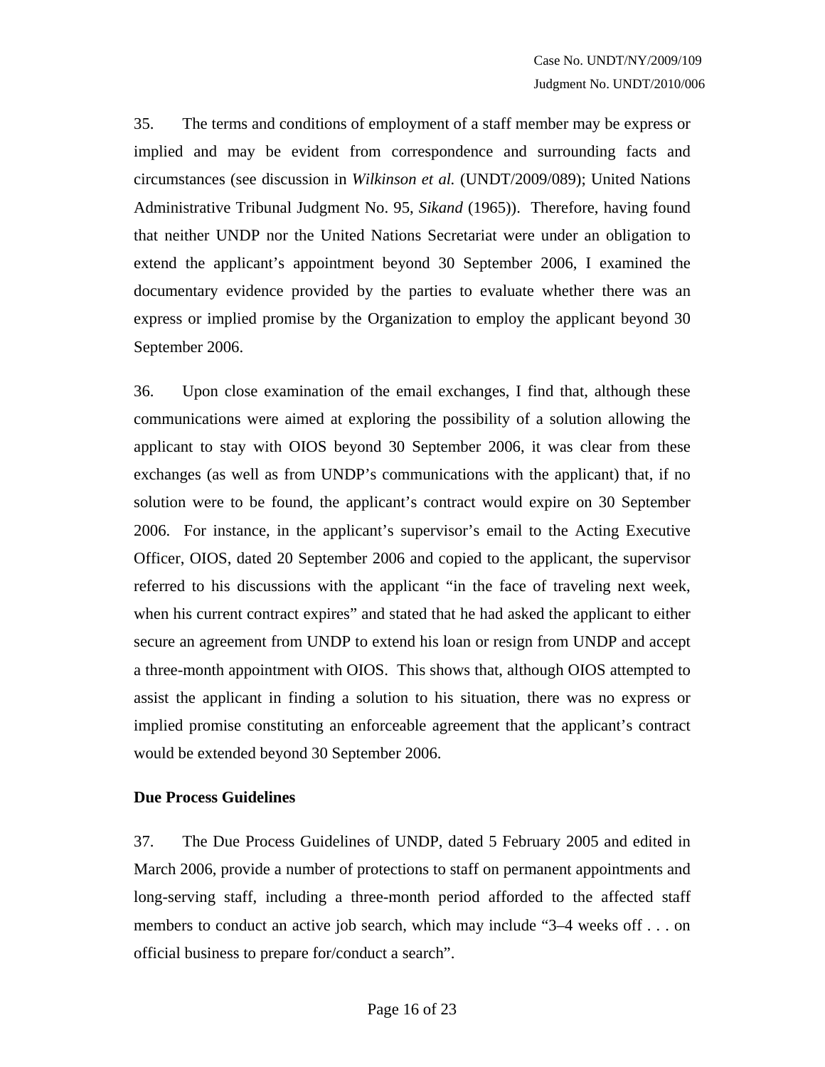35. The terms and conditions of employment of a staff member may be express or implied and may be evident from correspondence and surrounding facts and circumstances (see discussion in *Wilkinson et al.* (UNDT/2009/089); United Nations Administrative Tribunal Judgment No. 95, *Sikand* (1965)). Therefore, having found that neither UNDP nor the United Nations Secretariat were under an obligation to extend the applicant's appointment beyond 30 September 2006, I examined the documentary evidence provided by the parties to evaluate whether there was an express or implied promise by the Organization to employ the applicant beyond 30 September 2006.

36. Upon close examination of the email exchanges, I find that, although these communications were aimed at exploring the possibility of a solution allowing the applicant to stay with OIOS beyond 30 September 2006, it was clear from these exchanges (as well as from UNDP's communications with the applicant) that, if no solution were to be found, the applicant's contract would expire on 30 September 2006. For instance, in the applicant's supervisor's email to the Acting Executive Officer, OIOS, dated 20 September 2006 and copied to the applicant, the supervisor referred to his discussions with the applicant "in the face of traveling next week, when his current contract expires" and stated that he had asked the applicant to either secure an agreement from UNDP to extend his loan or resign from UNDP and accept a three-month appointment with OIOS. This shows that, although OIOS attempted to assist the applicant in finding a solution to his situation, there was no express or implied promise constituting an enforceable agreement that the applicant's contract would be extended beyond 30 September 2006.

**Due Process Guidelines**

37. The Due Process Guidelines of UNDP, dated 5 February 2005 and edited in March 2006, provide a number of protections to staff on permanent appointments and long-serving staff, including a three-month period afforded to the affected staff members to conduct an active job search, which may include "3–4 weeks off . . . on official business to prepare for/conduct a search".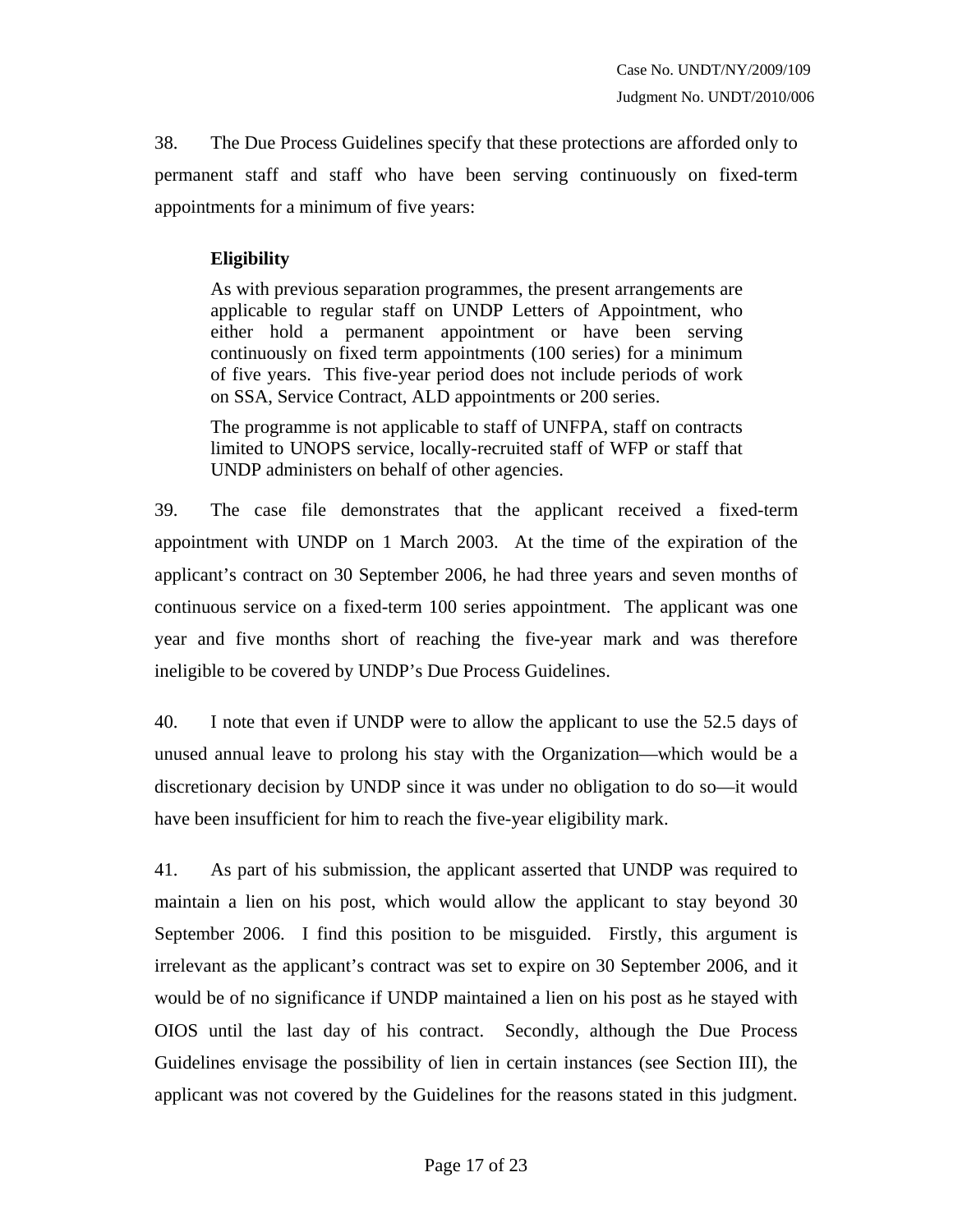38. The Due Process Guidelines specify that these protections are afforded only to permanent staff and staff who have been serving continuously on fixed-term appointments for a minimum of five years:

> **Eligibility**
>
> As with previous separation programmes, the present arrangements are applicable to regular staff on UNDP Letters of Appointment, who either hold a permanent appointment or have been serving continuously on fixed term appointments (100 series) for a minimum of five years. This five-year period does not include periods of work on SSA, Service Contract, ALD appointments or 200 series.
>
> The programme is not applicable to staff of UNFPA, staff on contracts limited to UNOPS service, locally-recruited staff of WFP or staff that UNDP administers on behalf of other agencies.

39. The case file demonstrates that the applicant received a fixed-term appointment with UNDP on 1 March 2003. At the time of the expiration of the applicant's contract on 30 September 2006, he had three years and seven months of continuous service on a fixed-term 100 series appointment. The applicant was one year and five months short of reaching the five-year mark and was therefore ineligible to be covered by UNDP's Due Process Guidelines.

40. I note that even if UNDP were to allow the applicant to use the 52.5 days of unused annual leave to prolong his stay with the Organization—which would be a discretionary decision by UNDP since it was under no obligation to do so—it would have been insufficient for him to reach the five-year eligibility mark.

41. As part of his submission, the applicant asserted that UNDP was required to maintain a lien on his post, which would allow the applicant to stay beyond 30 September 2006. I find this position to be misguided. Firstly, this argument is irrelevant as the applicant's contract was set to expire on 30 September 2006, and it would be of no significance if UNDP maintained a lien on his post as he stayed with OIOS until the last day of his contract. Secondly, although the Due Process Guidelines envisage the possibility of lien in certain instances (see Section III), the applicant was not covered by the Guidelines for the reasons stated in this judgment.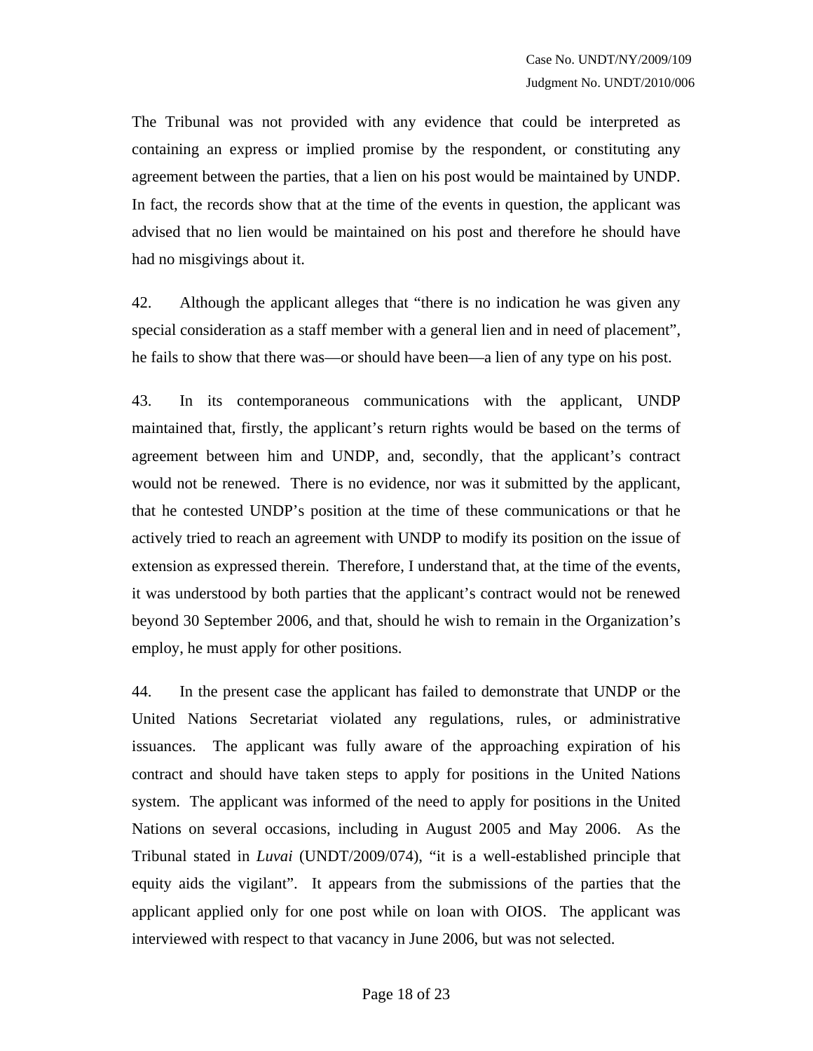The Tribunal was not provided with any evidence that could be interpreted as containing an express or implied promise by the respondent, or constituting any agreement between the parties, that a lien on his post would be maintained by UNDP. In fact, the records show that at the time of the events in question, the applicant was advised that no lien would be maintained on his post and therefore he should have had no misgivings about it.

42. Although the applicant alleges that "there is no indication he was given any special consideration as a staff member with a general lien and in need of placement", he fails to show that there was—or should have been—a lien of any type on his post.

43. In its contemporaneous communications with the applicant, UNDP maintained that, firstly, the applicant's return rights would be based on the terms of agreement between him and UNDP, and, secondly, that the applicant's contract would not be renewed. There is no evidence, nor was it submitted by the applicant, that he contested UNDP's position at the time of these communications or that he actively tried to reach an agreement with UNDP to modify its position on the issue of extension as expressed therein. Therefore, I understand that, at the time of the events, it was understood by both parties that the applicant's contract would not be renewed beyond 30 September 2006, and that, should he wish to remain in the Organization's employ, he must apply for other positions.

44. In the present case the applicant has failed to demonstrate that UNDP or the United Nations Secretariat violated any regulations, rules, or administrative issuances. The applicant was fully aware of the approaching expiration of his contract and should have taken steps to apply for positions in the United Nations system. The applicant was informed of the need to apply for positions in the United Nations on several occasions, including in August 2005 and May 2006. As the Tribunal stated in *Luvai* (UNDT/2009/074), "it is a well-established principle that equity aids the vigilant". It appears from the submissions of the parties that the applicant applied only for one post while on loan with OIOS. The applicant was interviewed with respect to that vacancy in June 2006, but was not selected.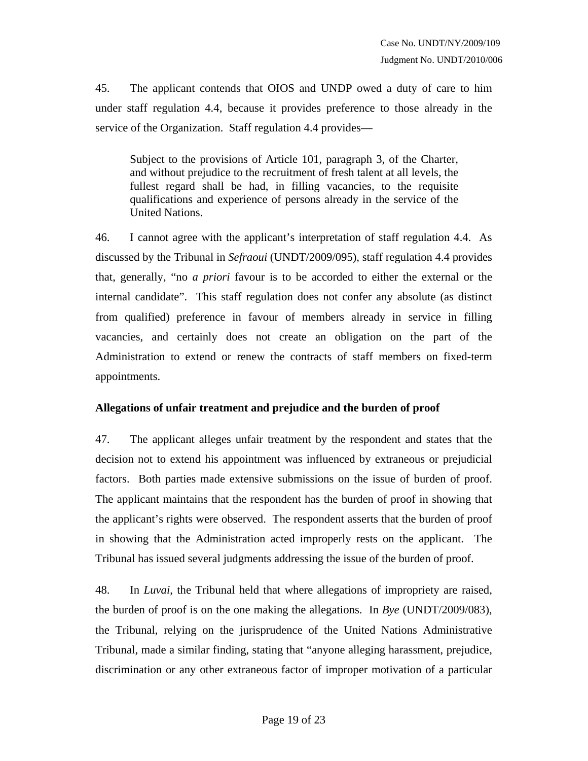45. The applicant contends that OIOS and UNDP owed a duty of care to him under staff regulation 4.4, because it provides preference to those already in the service of the Organization. Staff regulation 4.4 provides—

> Subject to the provisions of Article 101, paragraph 3, of the Charter, and without prejudice to the recruitment of fresh talent at all levels, the fullest regard shall be had, in filling vacancies, to the requisite qualifications and experience of persons already in the service of the United Nations.

46. I cannot agree with the applicant's interpretation of staff regulation 4.4. As discussed by the Tribunal in *Sefraoui* (UNDT/2009/095), staff regulation 4.4 provides that, generally, "no *a priori* favour is to be accorded to either the external or the internal candidate". This staff regulation does not confer any absolute (as distinct from qualified) preference in favour of members already in service in filling vacancies, and certainly does not create an obligation on the part of the Administration to extend or renew the contracts of staff members on fixed-term appointments.

**Allegations of unfair treatment and prejudice and the burden of proof**

47. The applicant alleges unfair treatment by the respondent and states that the decision not to extend his appointment was influenced by extraneous or prejudicial factors. Both parties made extensive submissions on the issue of burden of proof. The applicant maintains that the respondent has the burden of proof in showing that the applicant's rights were observed. The respondent asserts that the burden of proof in showing that the Administration acted improperly rests on the applicant. The Tribunal has issued several judgments addressing the issue of the burden of proof.

48. In *Luvai*, the Tribunal held that where allegations of impropriety are raised, the burden of proof is on the one making the allegations. In *Bye* (UNDT/2009/083), the Tribunal, relying on the jurisprudence of the United Nations Administrative Tribunal, made a similar finding, stating that "anyone alleging harassment, prejudice, discrimination or any other extraneous factor of improper motivation of a particular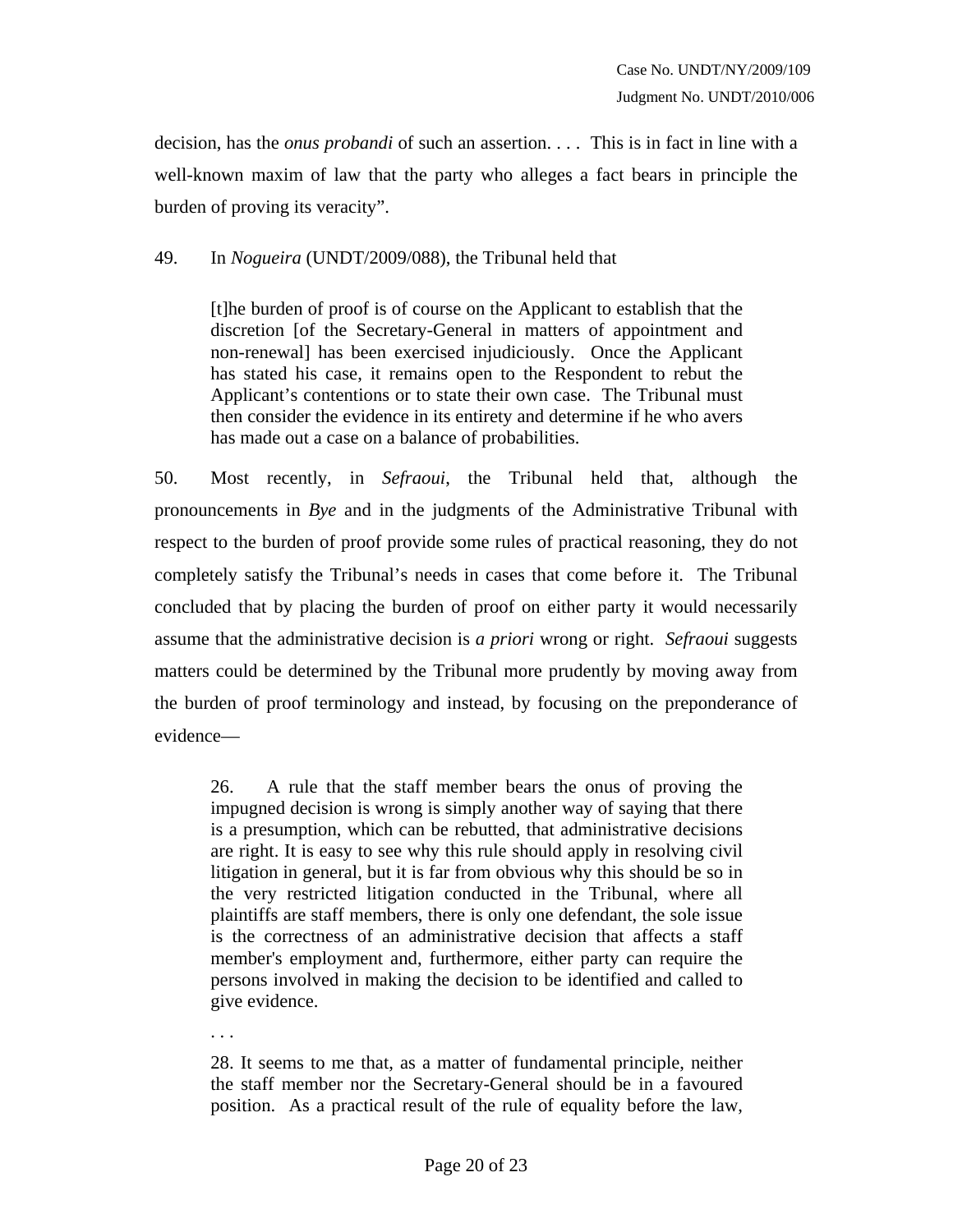decision, has the *onus probandi* of such an assertion. . . . This is in fact in line with a well-known maxim of law that the party who alleges a fact bears in principle the burden of proving its veracity".

49. In *Nogueira* (UNDT/2009/088), the Tribunal held that

> [t]he burden of proof is of course on the Applicant to establish that the discretion [of the Secretary-General in matters of appointment and non-renewal] has been exercised injudiciously. Once the Applicant has stated his case, it remains open to the Respondent to rebut the Applicant's contentions or to state their own case. The Tribunal must then consider the evidence in its entirety and determine if he who avers has made out a case on a balance of probabilities.

50. Most recently, in *Sefraoui*, the Tribunal held that, although the pronouncements in *Bye* and in the judgments of the Administrative Tribunal with respect to the burden of proof provide some rules of practical reasoning, they do not completely satisfy the Tribunal's needs in cases that come before it. The Tribunal concluded that by placing the burden of proof on either party it would necessarily assume that the administrative decision is *a priori* wrong or right. *Sefraoui* suggests matters could be determined by the Tribunal more prudently by moving away from the burden of proof terminology and instead, by focusing on the preponderance of evidence—

> 26. A rule that the staff member bears the onus of proving the impugned decision is wrong is simply another way of saying that there is a presumption, which can be rebutted, that administrative decisions are right. It is easy to see why this rule should apply in resolving civil litigation in general, but it is far from obvious why this should be so in the very restricted litigation conducted in the Tribunal, where all plaintiffs are staff members, there is only one defendant, the sole issue is the correctness of an administrative decision that affects a staff member's employment and, furthermore, either party can require the persons involved in making the decision to be identified and called to give evidence.
>
> . . .
>
> 28. It seems to me that, as a matter of fundamental principle, neither the staff member nor the Secretary-General should be in a favoured position. As a practical result of the rule of equality before the law,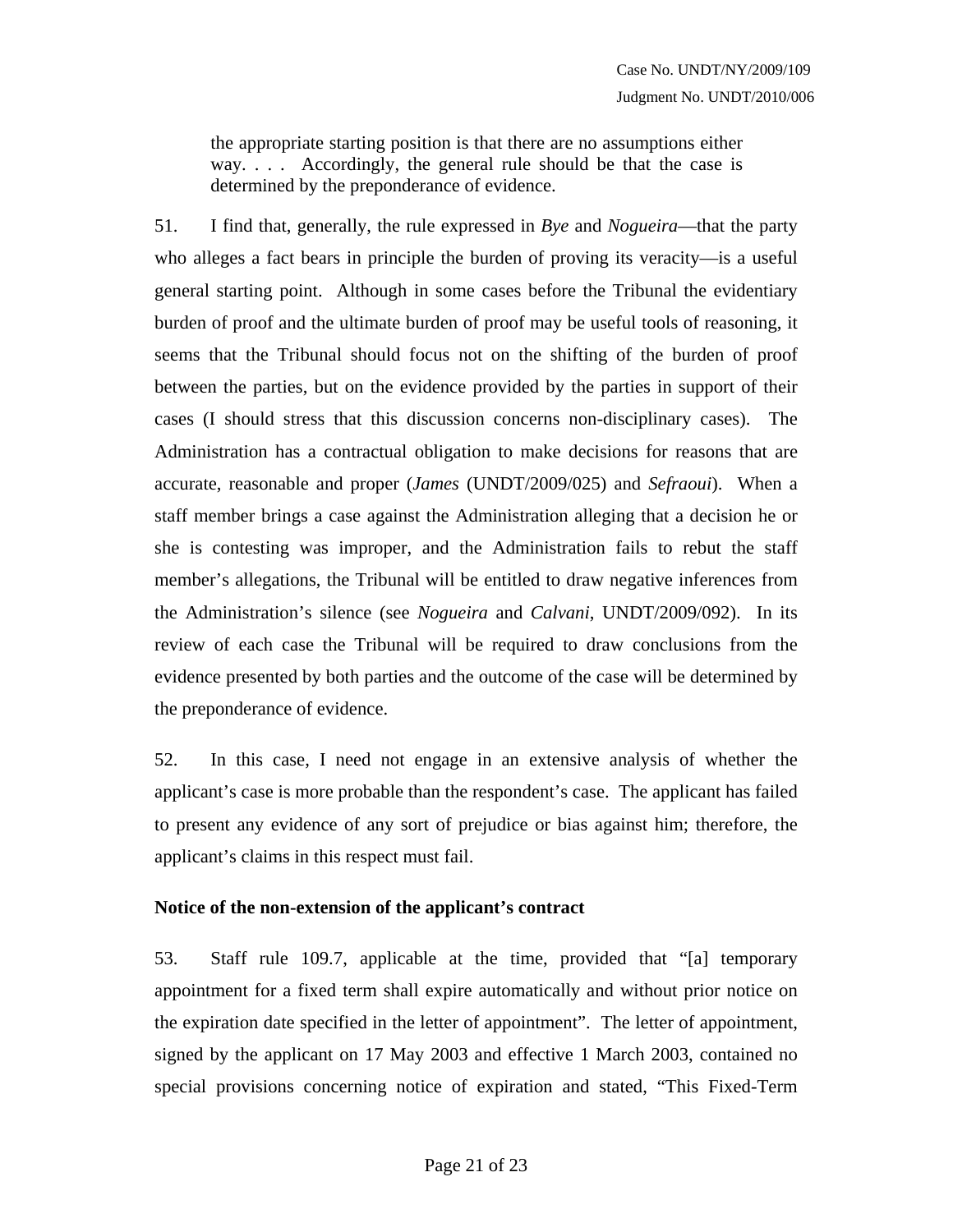> the appropriate starting position is that there are no assumptions either way. . . . Accordingly, the general rule should be that the case is determined by the preponderance of evidence.

51. I find that, generally, the rule expressed in *Bye* and *Nogueira*—that the party who alleges a fact bears in principle the burden of proving its veracity—is a useful general starting point. Although in some cases before the Tribunal the evidentiary burden of proof and the ultimate burden of proof may be useful tools of reasoning, it seems that the Tribunal should focus not on the shifting of the burden of proof between the parties, but on the evidence provided by the parties in support of their cases (I should stress that this discussion concerns non-disciplinary cases). The Administration has a contractual obligation to make decisions for reasons that are accurate, reasonable and proper (*James* (UNDT/2009/025) and *Sefraoui*). When a staff member brings a case against the Administration alleging that a decision he or she is contesting was improper, and the Administration fails to rebut the staff member's allegations, the Tribunal will be entitled to draw negative inferences from the Administration's silence (see *Nogueira* and *Calvani*, UNDT/2009/092). In its review of each case the Tribunal will be required to draw conclusions from the evidence presented by both parties and the outcome of the case will be determined by the preponderance of evidence.

52. In this case, I need not engage in an extensive analysis of whether the applicant's case is more probable than the respondent's case. The applicant has failed to present any evidence of any sort of prejudice or bias against him; therefore, the applicant's claims in this respect must fail.

**Notice of the non-extension of the applicant's contract**

53. Staff rule 109.7, applicable at the time, provided that "[a] temporary appointment for a fixed term shall expire automatically and without prior notice on the expiration date specified in the letter of appointment". The letter of appointment, signed by the applicant on 17 May 2003 and effective 1 March 2003, contained no special provisions concerning notice of expiration and stated, "This Fixed-Term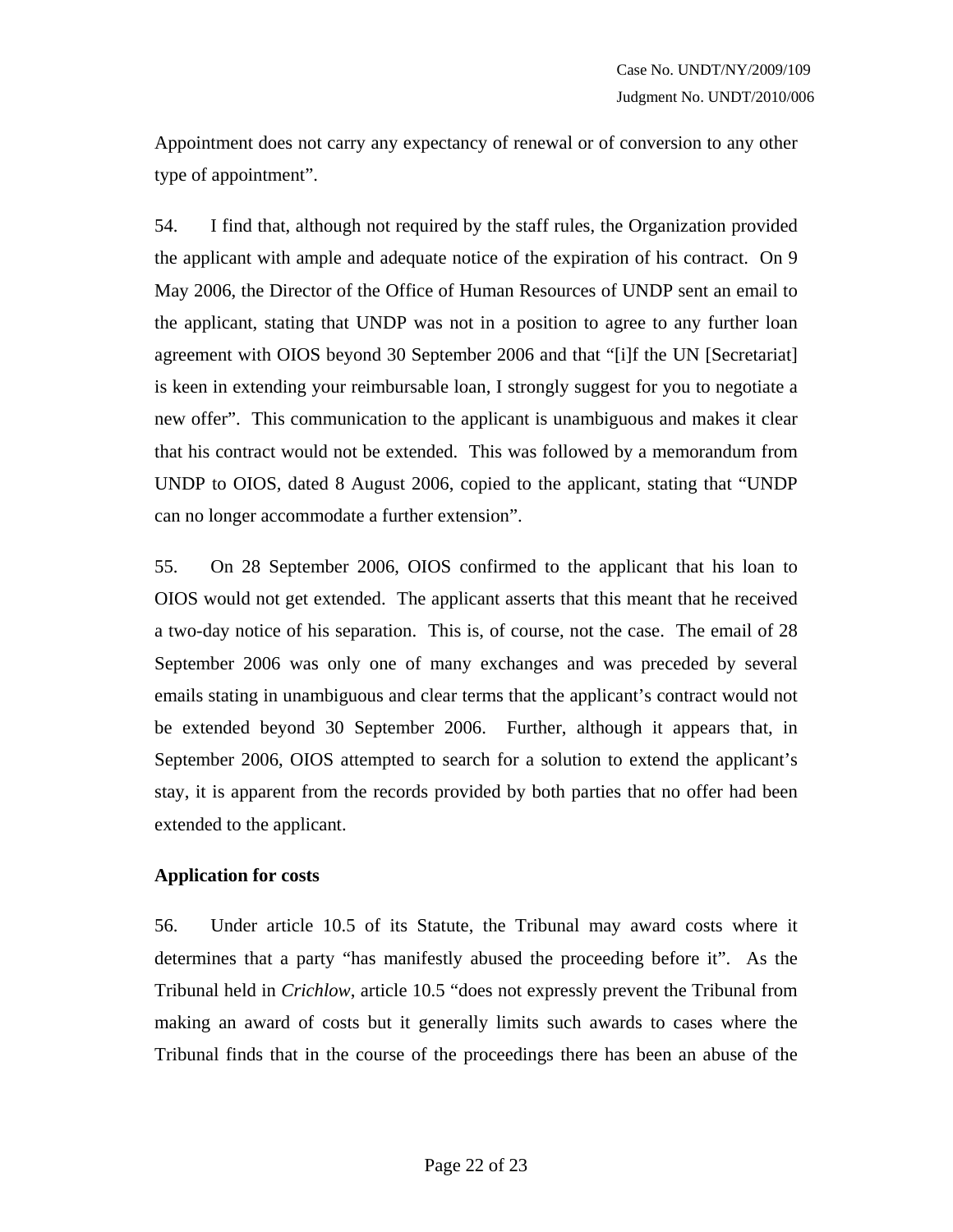Appointment does not carry any expectancy of renewal or of conversion to any other type of appointment".

54. I find that, although not required by the staff rules, the Organization provided the applicant with ample and adequate notice of the expiration of his contract. On 9 May 2006, the Director of the Office of Human Resources of UNDP sent an email to the applicant, stating that UNDP was not in a position to agree to any further loan agreement with OIOS beyond 30 September 2006 and that "[i]f the UN [Secretariat] is keen in extending your reimbursable loan, I strongly suggest for you to negotiate a new offer". This communication to the applicant is unambiguous and makes it clear that his contract would not be extended. This was followed by a memorandum from UNDP to OIOS, dated 8 August 2006, copied to the applicant, stating that "UNDP can no longer accommodate a further extension".

55. On 28 September 2006, OIOS confirmed to the applicant that his loan to OIOS would not get extended. The applicant asserts that this meant that he received a two-day notice of his separation. This is, of course, not the case. The email of 28 September 2006 was only one of many exchanges and was preceded by several emails stating in unambiguous and clear terms that the applicant's contract would not be extended beyond 30 September 2006. Further, although it appears that, in September 2006, OIOS attempted to search for a solution to extend the applicant's stay, it is apparent from the records provided by both parties that no offer had been extended to the applicant.

**Application for costs**

56. Under article 10.5 of its Statute, the Tribunal may award costs where it determines that a party "has manifestly abused the proceeding before it". As the Tribunal held in *Crichlow*, article 10.5 "does not expressly prevent the Tribunal from making an award of costs but it generally limits such awards to cases where the Tribunal finds that in the course of the proceedings there has been an abuse of the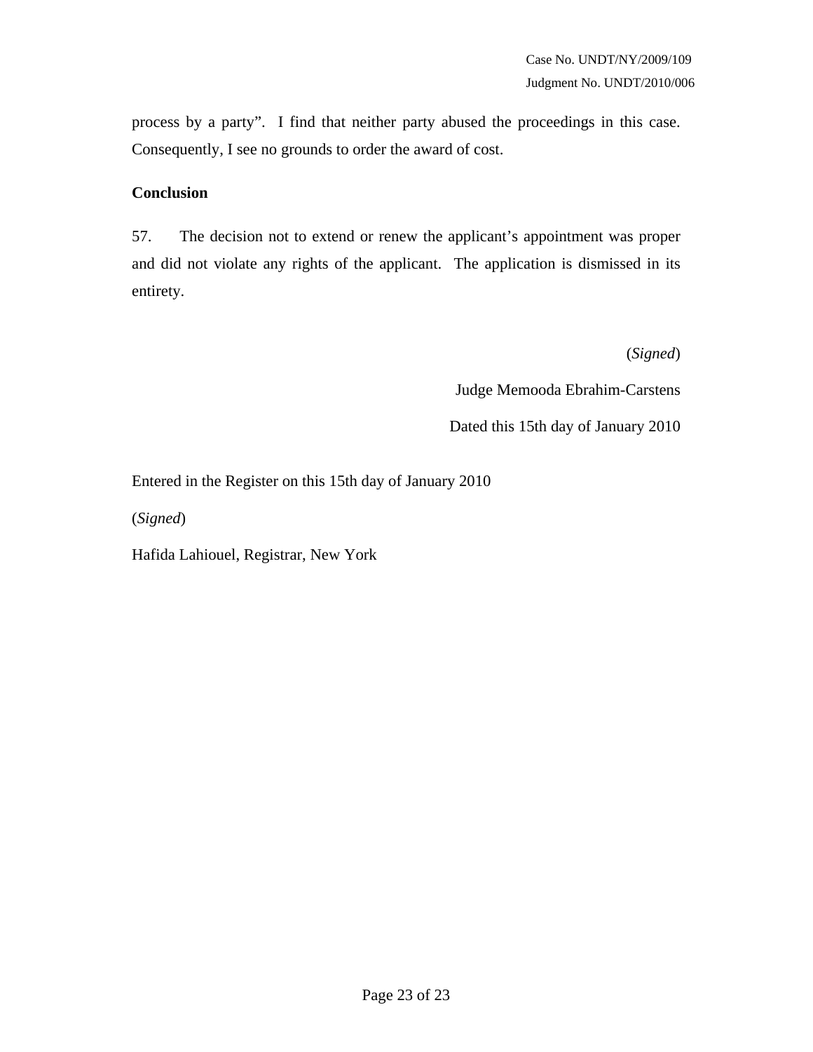process by a party". I find that neither party abused the proceedings in this case. Consequently, I see no grounds to order the award of cost.

**Conclusion**

57. The decision not to extend or renew the applicant's appointment was proper and did not violate any rights of the applicant. The application is dismissed in its entirety.

(*Signed*)

Judge Memooda Ebrahim-Carstens

Dated this 15th day of January 2010

Entered in the Register on this 15th day of January 2010

(*Signed*)

Hafida Lahiouel, Registrar, New York